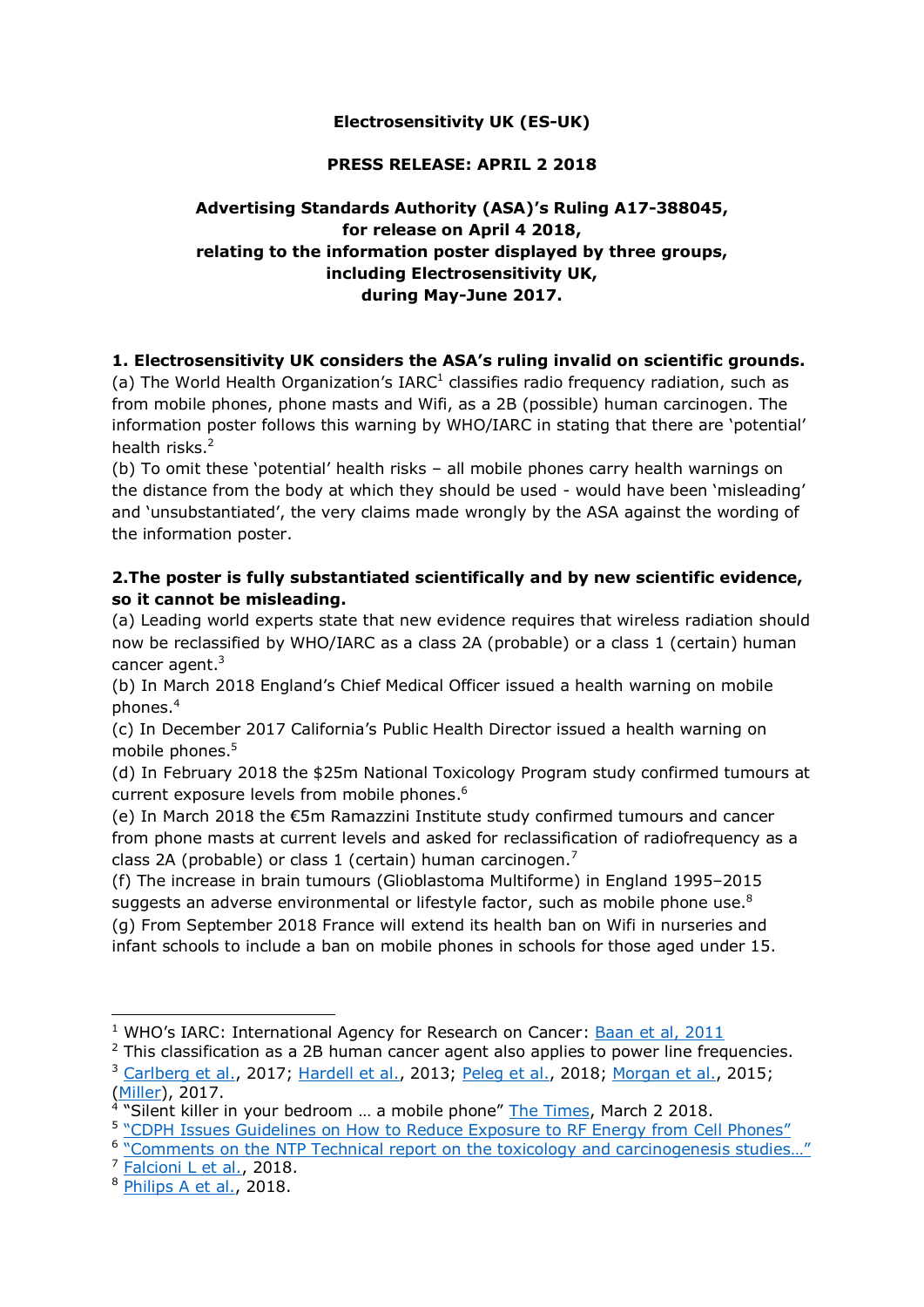**Electrosensitivity UK (ES-UK)**

**PRESS RELEASE: APRIL 2 2018**

**Advertising Standards Authority (ASA)'s Ruling A17-388045, for release on April 4 2018, relating to the information poster displayed by three groups, including Electrosensitivity UK, during May-June 2017.**

**1. Electrosensitivity UK considers the ASA's ruling invalid on scientific grounds.**

(a) The World Health Organization's IARC[1] classifies radio frequency radiation, such as from mobile phones, phone masts and Wifi, as a 2B (possible) human carcinogen. The information poster follows this warning by WHO/IARC in stating that there are 'potential' health risks.[2]

(b) To omit these 'potential' health risks – all mobile phones carry health warnings on the distance from the body at which they should be used - would have been 'misleading' and 'unsubstantiated', the very claims made wrongly by the ASA against the wording of the information poster.

**2.The poster is fully substantiated scientifically and by new scientific evidence, so it cannot be misleading.**

(a) Leading world experts state that new evidence requires that wireless radiation should now be reclassified by WHO/IARC as a class 2A (probable) or a class 1 (certain) human cancer agent.[3]

(b) In March 2018 England's Chief Medical Officer issued a health warning on mobile phones.[4]

(c) In December 2017 California's Public Health Director issued a health warning on mobile phones.[5]

(d) In February 2018 the $25m National Toxicology Program study confirmed tumours at current exposure levels from mobile phones.[6]

(e) In March 2018 the €5m Ramazzini Institute study confirmed tumours and cancer from phone masts at current levels and asked for reclassification of radiofrequency as a class 2A (probable) or class 1 (certain) human carcinogen.[7]

(f) The increase in brain tumours (Glioblastoma Multiforme) in England 1995–2015 suggests an adverse environmental or lifestyle factor, such as mobile phone use.[8]

(g) From September 2018 France will extend its health ban on Wifi in nurseries and infant schools to include a ban on mobile phones in schools for those aged under 15.

---

[1] WHO's IARC: International Agency for Research on Cancer: Baan et al, 2011

[2] This classification as a 2B human cancer agent also applies to power line frequencies.

[3] Carlberg et al., 2017; Hardell et al., 2013; Peleg et al., 2018; Morgan et al., 2015; (Miller), 2017.

[4] "Silent killer in your bedroom … a mobile phone" The Times, March 2 2018.

[5] "CDPH Issues Guidelines on How to Reduce Exposure to RF Energy from Cell Phones"

[6] "Comments on the NTP Technical report on the toxicology and carcinogenesis studies…"

[7] Falcioni L et al., 2018.

[8] Philips A et al., 2018.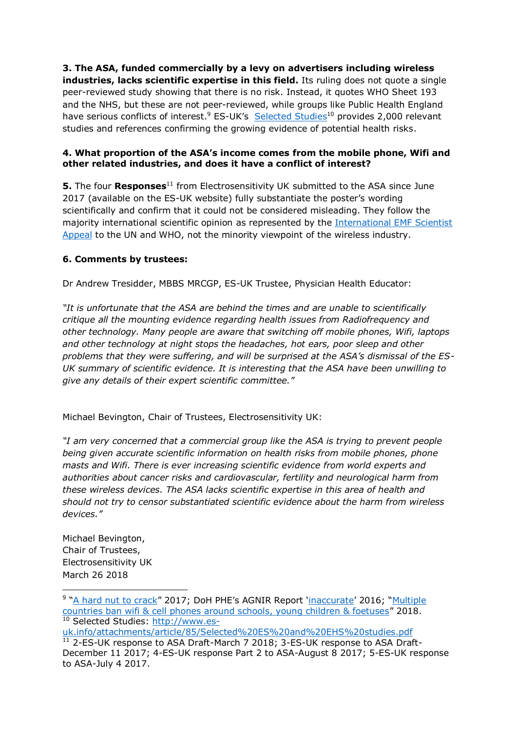**3. The ASA, funded commercially by a levy on advertisers including wireless industries, lacks scientific expertise in this field.** Its ruling does not quote a single peer-reviewed study showing that there is no risk. Instead, it quotes WHO Sheet 193 and the NHS, but these are not peer-reviewed, while groups like Public Health England have serious conflicts of interest.[9] ES-UK's Selected Studies[10] provides 2,000 relevant studies and references confirming the growing evidence of potential health risks.

**4. What proportion of the ASA's income comes from the mobile phone, Wifi and other related industries, and does it have a conflict of interest?**

**5.** The four **Responses**[11] from Electrosensitivity UK submitted to the ASA since June 2017 (available on the ES-UK website) fully substantiate the poster's wording scientifically and confirm that it could not be considered misleading. They follow the majority international scientific opinion as represented by the International EMF Scientist Appeal to the UN and WHO, not the minority viewpoint of the wireless industry.

**6. Comments by trustees:**

Dr Andrew Tresidder, MBBS MRCGP, ES-UK Trustee, Physician Health Educator:

*"It is unfortunate that the ASA are behind the times and are unable to scientifically critique all the mounting evidence regarding health issues from Radiofrequency and other technology. Many people are aware that switching off mobile phones, Wifi, laptops and other technology at night stops the headaches, hot ears, poor sleep and other problems that they were suffering, and will be surprised at the ASA's dismissal of the ES-UK summary of scientific evidence. It is interesting that the ASA have been unwilling to give any details of their expert scientific committee."*

Michael Bevington, Chair of Trustees, Electrosensitivity UK:

*"I am very concerned that a commercial group like the ASA is trying to prevent people being given accurate scientific information on health risks from mobile phones, phone masts and Wifi. There is ever increasing scientific evidence from world experts and authorities about cancer risks and cardiovascular, fertility and neurological harm from these wireless devices. The ASA lacks scientific expertise in this area of health and should not try to censor substantiated scientific evidence about the harm from wireless devices."*

Michael Bevington,
Chair of Trustees,
Electrosensitivity UK
March 26 2018

---

[9] "A hard nut to crack" 2017; DoH PHE's AGNIR Report 'inaccurate' 2016; "Multiple countries ban wifi & cell phones around schools, young children & foetuses" 2018.

[10] Selected Studies: http://www.es-uk.info/attachments/article/85/Selected%20ES%20and%20EHS%20studies.pdf

[11] 2-ES-UK response to ASA Draft-March 7 2018; 3-ES-UK response to ASA Draft-December 11 2017; 4-ES-UK response Part 2 to ASA-August 8 2017; 5-ES-UK response to ASA-July 4 2017.